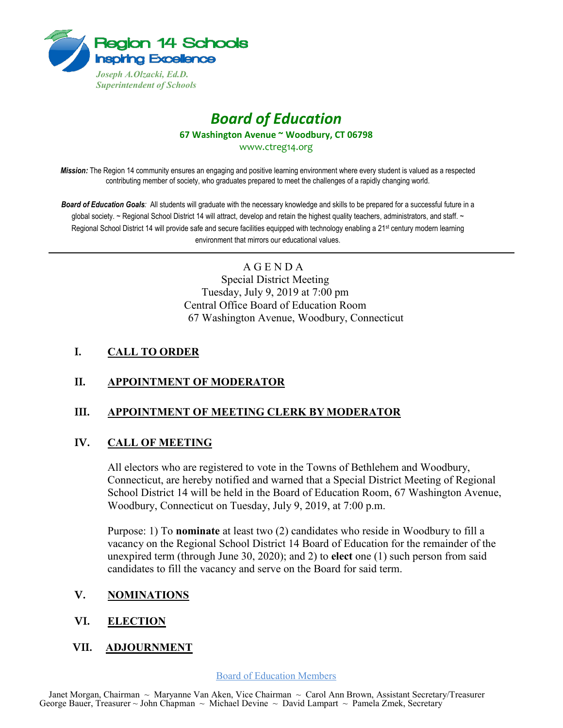Region 14 Schools
Inspiring Excellence

*Joseph A.Olzacki, Ed.D.*
*Superintendent of Schools*

# *Board of Education*

**67 Washington Avenue ~ Woodbury, CT 06798**

www.ctreg14.org

***Mission:*** The Region 14 community ensures an engaging and positive learning environment where every student is valued as a respected contributing member of society, who graduates prepared to meet the challenges of a rapidly changing world.

***Board of Education Goals****:* All students will graduate with the necessary knowledge and skills to be prepared for a successful future in a global society. ~ Regional School District 14 will attract, develop and retain the highest quality teachers, administrators, and staff. ~ Regional School District 14 will provide safe and secure facilities equipped with technology enabling a 21st century modern learning environment that mirrors our educational values.

---

A G E N D A
Special District Meeting
Tuesday, July 9, 2019 at 7:00 pm
Central Office Board of Education Room
67 Washington Avenue, Woodbury, Connecticut

## I. CALL TO ORDER

## II. APPOINTMENT OF MODERATOR

## III. APPOINTMENT OF MEETING CLERK BY MODERATOR

## IV. CALL OF MEETING

All electors who are registered to vote in the Towns of Bethlehem and Woodbury, Connecticut, are hereby notified and warned that a Special District Meeting of Regional School District 14 will be held in the Board of Education Room, 67 Washington Avenue, Woodbury, Connecticut on Tuesday, July 9, 2019, at 7:00 p.m.

Purpose: 1) To **nominate** at least two (2) candidates who reside in Woodbury to fill a vacancy on the Regional School District 14 Board of Education for the remainder of the unexpired term (through June 30, 2020); and 2) to **elect** one (1) such person from said candidates to fill the vacancy and serve on the Board for said term.

## V. NOMINATIONS

## VI. ELECTION

## VII. ADJOURNMENT

Board of Education Members

Janet Morgan, Chairman ~ Maryanne Van Aken, Vice Chairman ~ Carol Ann Brown, Assistant Secretary/Treasurer
George Bauer, Treasurer ~ John Chapman ~ Michael Devine ~ David Lampart ~ Pamela Zmek, Secretary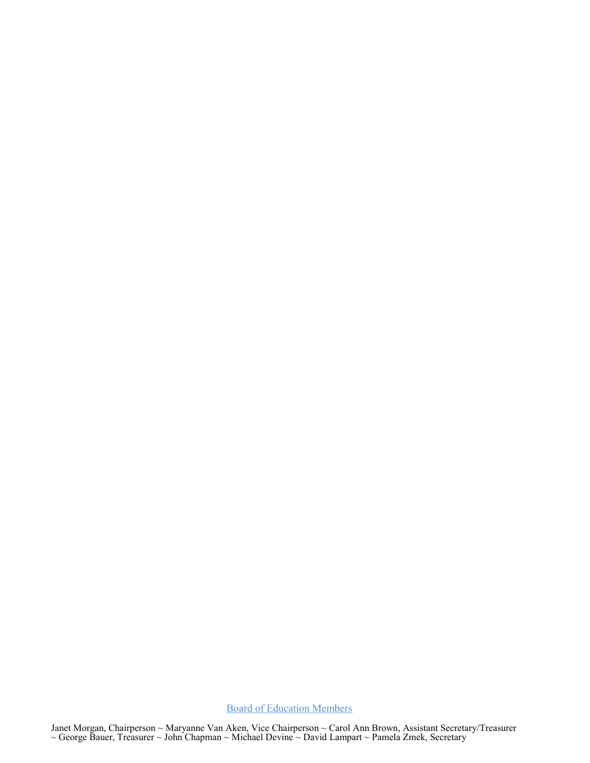[Board of Education Members]

Janet Morgan, Chairperson ~ Maryanne Van Aken, Vice Chairperson ~ Carol Ann Brown, Assistant Secretary/Treasurer ~ George Bauer, Treasurer ~ John Chapman ~ Michael Devine ~ David Lampart ~ Pamela Zmek, Secretary